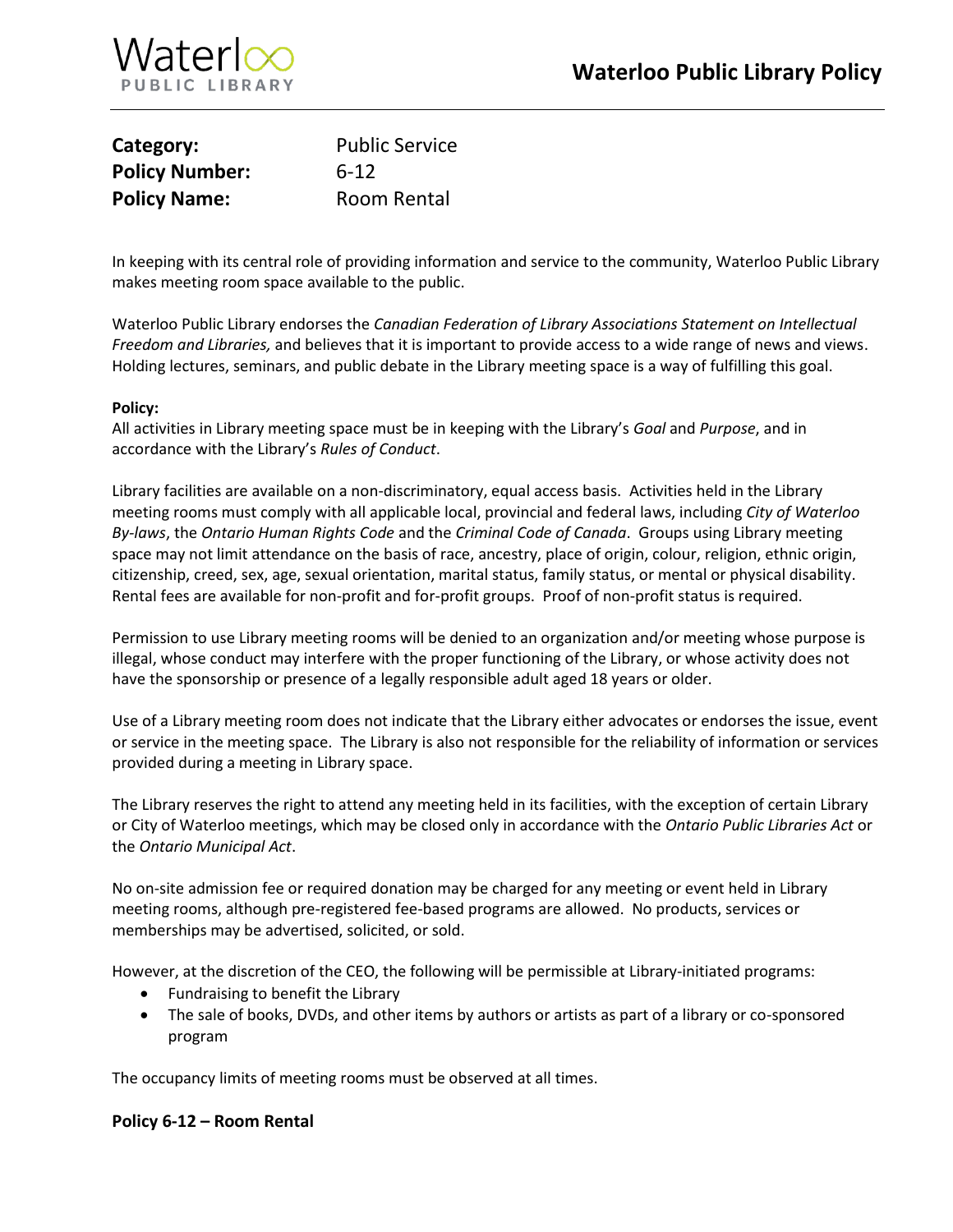# Waterloo Public Library Policy

**Category:** Public Service
**Policy Number:** 6-12
**Policy Name:** Room Rental

In keeping with its central role of providing information and service to the community, Waterloo Public Library makes meeting room space available to the public.

Waterloo Public Library endorses the *Canadian Federation of Library Associations Statement on Intellectual Freedom and Libraries,* and believes that it is important to provide access to a wide range of news and views. Holding lectures, seminars, and public debate in the Library meeting space is a way of fulfilling this goal.

**Policy:**
All activities in Library meeting space must be in keeping with the Library's *Goal* and *Purpose*, and in accordance with the Library's *Rules of Conduct*.

Library facilities are available on a non-discriminatory, equal access basis. Activities held in the Library meeting rooms must comply with all applicable local, provincial and federal laws, including *City of Waterloo By-laws*, the *Ontario Human Rights Code* and the *Criminal Code of Canada*. Groups using Library meeting space may not limit attendance on the basis of race, ancestry, place of origin, colour, religion, ethnic origin, citizenship, creed, sex, age, sexual orientation, marital status, family status, or mental or physical disability. Rental fees are available for non-profit and for-profit groups. Proof of non-profit status is required.

Permission to use Library meeting rooms will be denied to an organization and/or meeting whose purpose is illegal, whose conduct may interfere with the proper functioning of the Library, or whose activity does not have the sponsorship or presence of a legally responsible adult aged 18 years or older.

Use of a Library meeting room does not indicate that the Library either advocates or endorses the issue, event or service in the meeting space. The Library is also not responsible for the reliability of information or services provided during a meeting in Library space.

The Library reserves the right to attend any meeting held in its facilities, with the exception of certain Library or City of Waterloo meetings, which may be closed only in accordance with the *Ontario Public Libraries Act* or the *Ontario Municipal Act*.

No on-site admission fee or required donation may be charged for any meeting or event held in Library meeting rooms, although pre-registered fee-based programs are allowed. No products, services or memberships may be advertised, solicited, or sold.

However, at the discretion of the CEO, the following will be permissible at Library-initiated programs:

- Fundraising to benefit the Library
- The sale of books, DVDs, and other items by authors or artists as part of a library or co-sponsored program

The occupancy limits of meeting rooms must be observed at all times.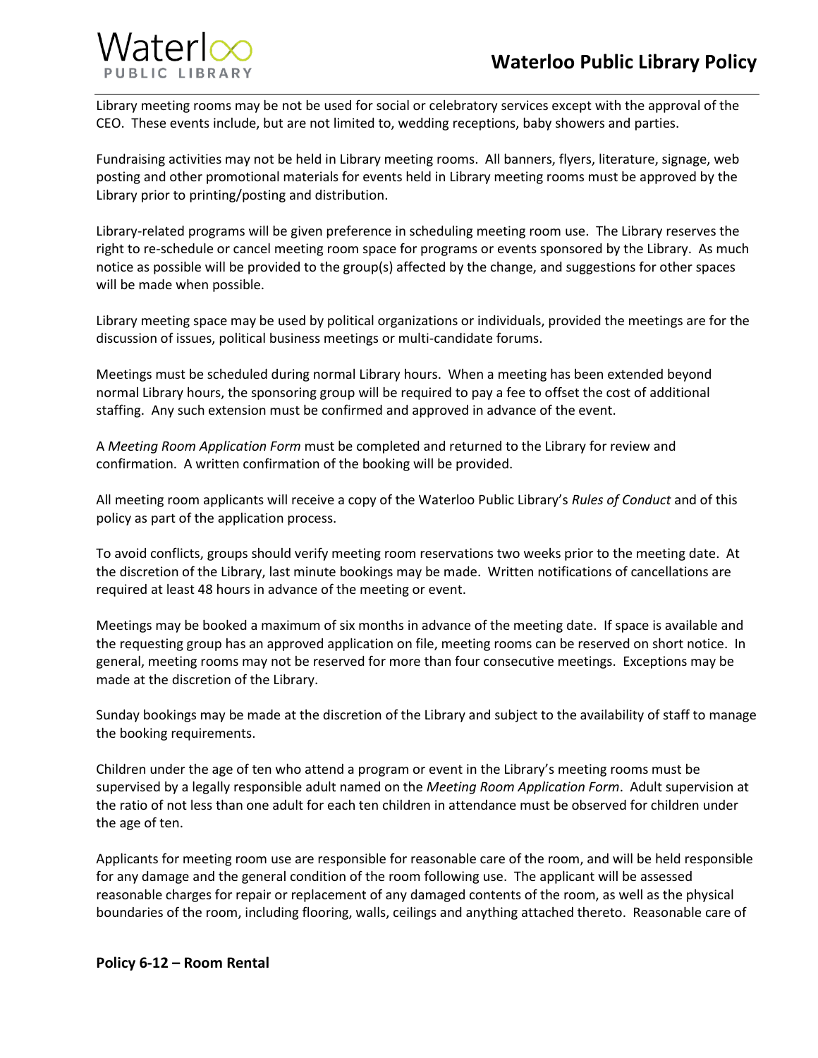Library meeting rooms may be not be used for social or celebratory services except with the approval of the CEO. These events include, but are not limited to, wedding receptions, baby showers and parties.

Fundraising activities may not be held in Library meeting rooms. All banners, flyers, literature, signage, web posting and other promotional materials for events held in Library meeting rooms must be approved by the Library prior to printing/posting and distribution.

Library-related programs will be given preference in scheduling meeting room use. The Library reserves the right to re-schedule or cancel meeting room space for programs or events sponsored by the Library. As much notice as possible will be provided to the group(s) affected by the change, and suggestions for other spaces will be made when possible.

Library meeting space may be used by political organizations or individuals, provided the meetings are for the discussion of issues, political business meetings or multi-candidate forums.

Meetings must be scheduled during normal Library hours. When a meeting has been extended beyond normal Library hours, the sponsoring group will be required to pay a fee to offset the cost of additional staffing. Any such extension must be confirmed and approved in advance of the event.

A *Meeting Room Application Form* must be completed and returned to the Library for review and confirmation. A written confirmation of the booking will be provided.

All meeting room applicants will receive a copy of the Waterloo Public Library's *Rules of Conduct* and of this policy as part of the application process.

To avoid conflicts, groups should verify meeting room reservations two weeks prior to the meeting date. At the discretion of the Library, last minute bookings may be made. Written notifications of cancellations are required at least 48 hours in advance of the meeting or event.

Meetings may be booked a maximum of six months in advance of the meeting date. If space is available and the requesting group has an approved application on file, meeting rooms can be reserved on short notice. In general, meeting rooms may not be reserved for more than four consecutive meetings. Exceptions may be made at the discretion of the Library.

Sunday bookings may be made at the discretion of the Library and subject to the availability of staff to manage the booking requirements.

Children under the age of ten who attend a program or event in the Library's meeting rooms must be supervised by a legally responsible adult named on the *Meeting Room Application Form*. Adult supervision at the ratio of not less than one adult for each ten children in attendance must be observed for children under the age of ten.

Applicants for meeting room use are responsible for reasonable care of the room, and will be held responsible for any damage and the general condition of the room following use. The applicant will be assessed reasonable charges for repair or replacement of any damaged contents of the room, as well as the physical boundaries of the room, including flooring, walls, ceilings and anything attached thereto. Reasonable care of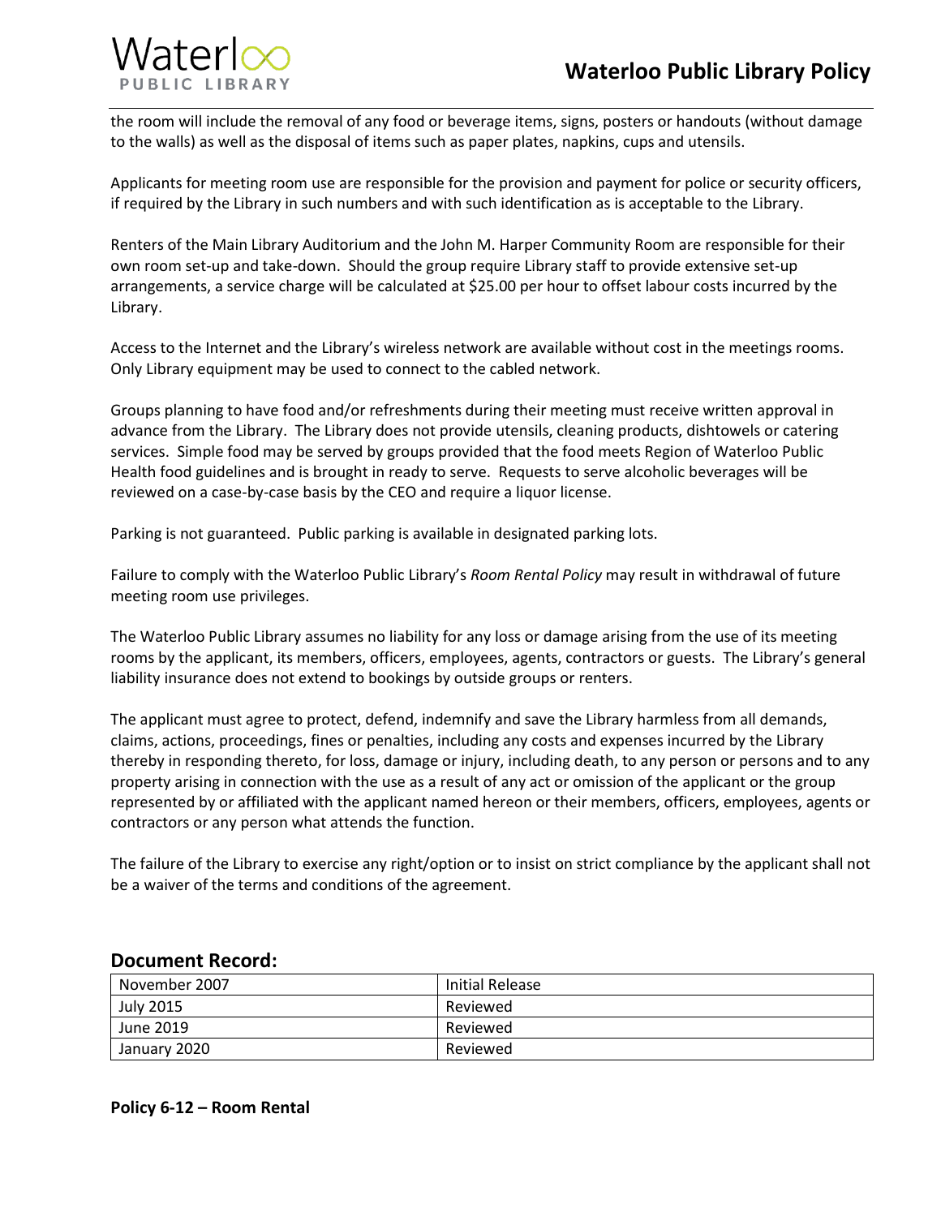the room will include the removal of any food or beverage items, signs, posters or handouts (without damage to the walls) as well as the disposal of items such as paper plates, napkins, cups and utensils.

Applicants for meeting room use are responsible for the provision and payment for police or security officers, if required by the Library in such numbers and with such identification as is acceptable to the Library.

Renters of the Main Library Auditorium and the John M. Harper Community Room are responsible for their own room set-up and take-down. Should the group require Library staff to provide extensive set-up arrangements, a service charge will be calculated at $25.00 per hour to offset labour costs incurred by the Library.

Access to the Internet and the Library's wireless network are available without cost in the meetings rooms. Only Library equipment may be used to connect to the cabled network.

Groups planning to have food and/or refreshments during their meeting must receive written approval in advance from the Library. The Library does not provide utensils, cleaning products, dishtowels or catering services. Simple food may be served by groups provided that the food meets Region of Waterloo Public Health food guidelines and is brought in ready to serve. Requests to serve alcoholic beverages will be reviewed on a case-by-case basis by the CEO and require a liquor license.

Parking is not guaranteed. Public parking is available in designated parking lots.

Failure to comply with the Waterloo Public Library's *Room Rental Policy* may result in withdrawal of future meeting room use privileges.

The Waterloo Public Library assumes no liability for any loss or damage arising from the use of its meeting rooms by the applicant, its members, officers, employees, agents, contractors or guests. The Library's general liability insurance does not extend to bookings by outside groups or renters.

The applicant must agree to protect, defend, indemnify and save the Library harmless from all demands, claims, actions, proceedings, fines or penalties, including any costs and expenses incurred by the Library thereby in responding thereto, for loss, damage or injury, including death, to any person or persons and to any property arising in connection with the use as a result of any act or omission of the applicant or the group represented by or affiliated with the applicant named hereon or their members, officers, employees, agents or contractors or any person what attends the function.

The failure of the Library to exercise any right/option or to insist on strict compliance by the applicant shall not be a waiver of the terms and conditions of the agreement.

## Document Record:

| | |
|---|---|
| November 2007 | Initial Release |
| July 2015 | Reviewed |
| June 2019 | Reviewed |
| January 2020 | Reviewed |

**Policy 6-12 – Room Rental**